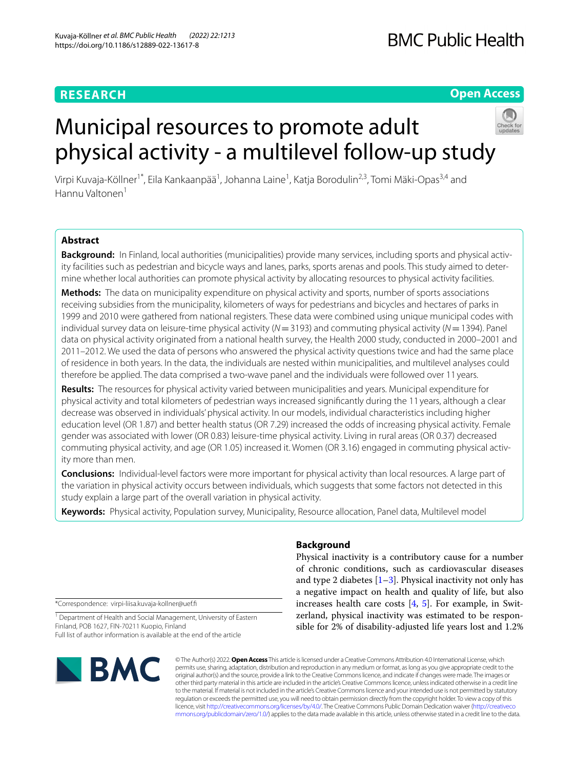RESEARCH

Open Access

# Municipal resources to promote adult physical activity - a multilevel follow-up study

Virpi Kuvaja-Köllner[1*], Eila Kankaanpää[1], Johanna Laine[1], Katja Borodulin[2,3], Tomi Mäki-Opas[3,4] and Hannu Valtonen[1]

## Abstract

**Background:** In Finland, local authorities (municipalities) provide many services, including sports and physical activity facilities such as pedestrian and bicycle ways and lanes, parks, sports arenas and pools. This study aimed to determine whether local authorities can promote physical activity by allocating resources to physical activity facilities.

**Methods:** The data on municipality expenditure on physical activity and sports, number of sports associations receiving subsidies from the municipality, kilometers of ways for pedestrians and bicycles and hectares of parks in 1999 and 2010 were gathered from national registers. These data were combined using unique municipal codes with individual survey data on leisure-time physical activity ($N = 3193$) and commuting physical activity ($N = 1394$). Panel data on physical activity originated from a national health survey, the Health 2000 study, conducted in 2000–2001 and 2011–2012. We used the data of persons who answered the physical activity questions twice and had the same place of residence in both years. In the data, the individuals are nested within municipalities, and multilevel analyses could therefore be applied. The data comprised a two-wave panel and the individuals were followed over 11 years.

**Results:** The resources for physical activity varied between municipalities and years. Municipal expenditure for physical activity and total kilometers of pedestrian ways increased significantly during the 11 years, although a clear decrease was observed in individuals' physical activity. In our models, individual characteristics including higher education level (OR 1.87) and better health status (OR 7.29) increased the odds of increasing physical activity. Female gender was associated with lower (OR 0.83) leisure-time physical activity. Living in rural areas (OR 0.37) decreased commuting physical activity, and age (OR 1.05) increased it. Women (OR 3.16) engaged in commuting physical activity more than men.

**Conclusions:** Individual-level factors were more important for physical activity than local resources. A large part of the variation in physical activity occurs between individuals, which suggests that some factors not detected in this study explain a large part of the overall variation in physical activity.

**Keywords:** Physical activity, Population survey, Municipality, Resource allocation, Panel data, Multilevel model

## Background

Physical inactivity is a contributory cause for a number of chronic conditions, such as cardiovascular diseases and type 2 diabetes [1–3]. Physical inactivity not only has a negative impact on health and quality of life, but also increases health care costs [4, 5]. For example, in Switzerland, physical inactivity was estimated to be responsible for 2% of disability-adjusted life years lost and 1.2%

*Correspondence: virpi-liisa.kuvaja-kollner@uef.fi

[1] Department of Health and Social Management, University of Eastern Finland, POB 1627, FIN-70211 Kuopio, Finland

Full list of author information is available at the end of the article

© The Author(s) 2022. **Open Access** This article is licensed under a Creative Commons Attribution 4.0 International License, which permits use, sharing, adaptation, distribution and reproduction in any medium or format, as long as you give appropriate credit to the original author(s) and the source, provide a link to the Creative Commons licence, and indicate if changes were made. The images or other third party material in this article are included in the article's Creative Commons licence, unless indicated otherwise in a credit line to the material. If material is not included in the article's Creative Commons licence and your intended use is not permitted by statutory regulation or exceeds the permitted use, you will need to obtain permission directly from the copyright holder. To view a copy of this licence, visit http://creativecommons.org/licenses/by/4.0/. The Creative Commons Public Domain Dedication waiver (http://creativecommons.org/publicdomain/zero/1.0/) applies to the data made available in this article, unless otherwise stated in a credit line to the data.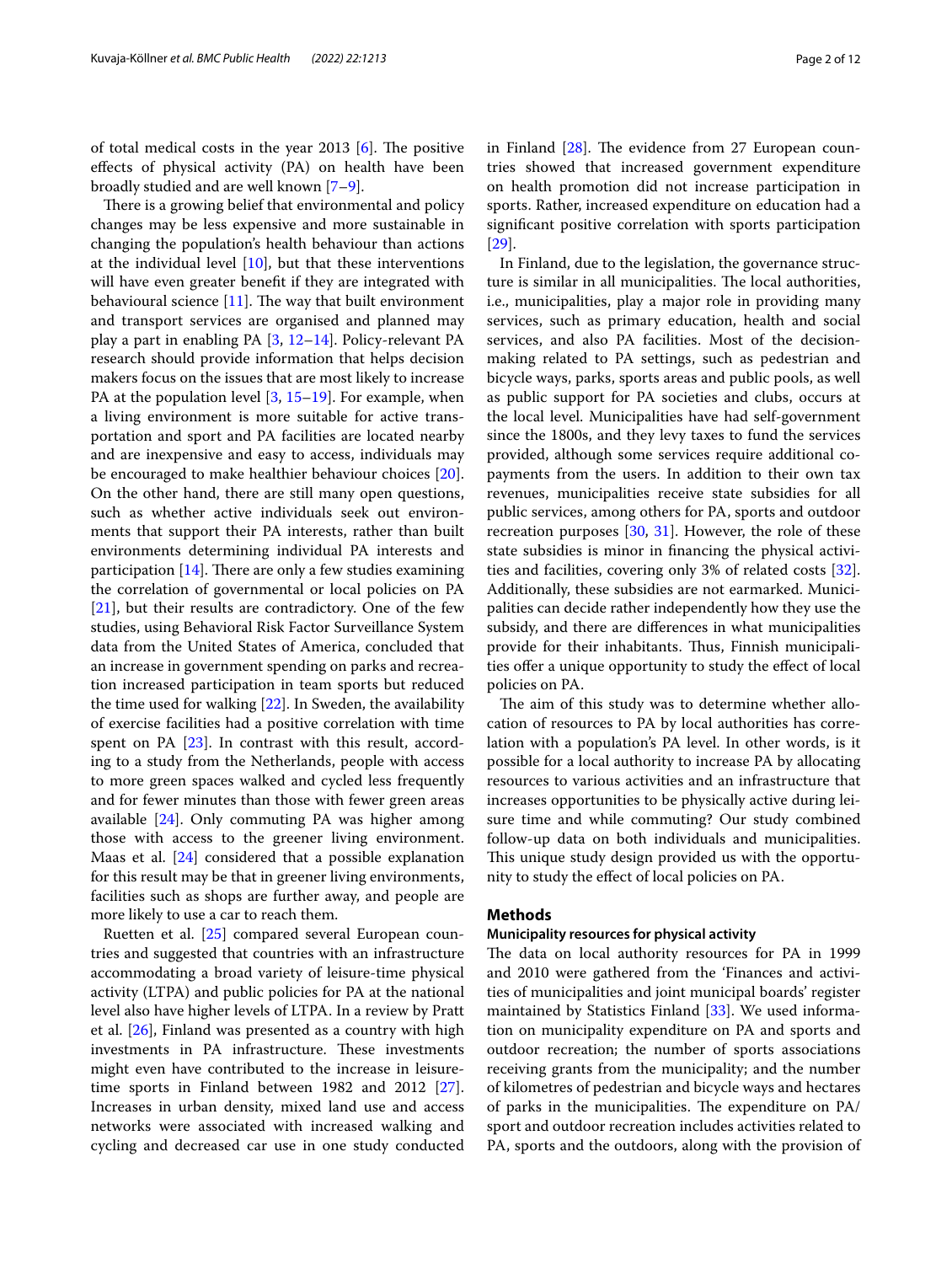of total medical costs in the year 2013 [6]. The positive effects of physical activity (PA) on health have been broadly studied and are well known [7–9].

There is a growing belief that environmental and policy changes may be less expensive and more sustainable in changing the population's health behaviour than actions at the individual level [10], but that these interventions will have even greater benefit if they are integrated with behavioural science [11]. The way that built environment and transport services are organised and planned may play a part in enabling PA [3, 12–14]. Policy-relevant PA research should provide information that helps decision makers focus on the issues that are most likely to increase PA at the population level [3, 15–19]. For example, when a living environment is more suitable for active transportation and sport and PA facilities are located nearby and are inexpensive and easy to access, individuals may be encouraged to make healthier behaviour choices [20]. On the other hand, there are still many open questions, such as whether active individuals seek out environments that support their PA interests, rather than built environments determining individual PA interests and participation [14]. There are only a few studies examining the correlation of governmental or local policies on PA [21], but their results are contradictory. One of the few studies, using Behavioral Risk Factor Surveillance System data from the United States of America, concluded that an increase in government spending on parks and recreation increased participation in team sports but reduced the time used for walking [22]. In Sweden, the availability of exercise facilities had a positive correlation with time spent on PA [23]. In contrast with this result, according to a study from the Netherlands, people with access to more green spaces walked and cycled less frequently and for fewer minutes than those with fewer green areas available [24]. Only commuting PA was higher among those with access to the greener living environment. Maas et al. [24] considered that a possible explanation for this result may be that in greener living environments, facilities such as shops are further away, and people are more likely to use a car to reach them.

Ruetten et al. [25] compared several European countries and suggested that countries with an infrastructure accommodating a broad variety of leisure-time physical activity (LTPA) and public policies for PA at the national level also have higher levels of LTPA. In a review by Pratt et al. [26], Finland was presented as a country with high investments in PA infrastructure. These investments might even have contributed to the increase in leisure-time sports in Finland between 1982 and 2012 [27]. Increases in urban density, mixed land use and access networks were associated with increased walking and cycling and decreased car use in one study conducted in Finland [28]. The evidence from 27 European countries showed that increased government expenditure on health promotion did not increase participation in sports. Rather, increased expenditure on education had a significant positive correlation with sports participation [29].

In Finland, due to the legislation, the governance structure is similar in all municipalities. The local authorities, i.e., municipalities, play a major role in providing many services, such as primary education, health and social services, and also PA facilities. Most of the decision-making related to PA settings, such as pedestrian and bicycle ways, parks, sports areas and public pools, as well as public support for PA societies and clubs, occurs at the local level. Municipalities have had self-government since the 1800s, and they levy taxes to fund the services provided, although some services require additional co-payments from the users. In addition to their own tax revenues, municipalities receive state subsidies for all public services, among others for PA, sports and outdoor recreation purposes [30, 31]. However, the role of these state subsidies is minor in financing the physical activities and facilities, covering only 3% of related costs [32]. Additionally, these subsidies are not earmarked. Municipalities can decide rather independently how they use the subsidy, and there are differences in what municipalities provide for their inhabitants. Thus, Finnish municipalities offer a unique opportunity to study the effect of local policies on PA.

The aim of this study was to determine whether allocation of resources to PA by local authorities has correlation with a population's PA level. In other words, is it possible for a local authority to increase PA by allocating resources to various activities and an infrastructure that increases opportunities to be physically active during leisure time and while commuting? Our study combined follow-up data on both individuals and municipalities. This unique study design provided us with the opportunity to study the effect of local policies on PA.

## Methods

### Municipality resources for physical activity

The data on local authority resources for PA in 1999 and 2010 were gathered from the 'Finances and activities of municipalities and joint municipal boards' register maintained by Statistics Finland [33]. We used information on municipality expenditure on PA and sports and outdoor recreation; the number of sports associations receiving grants from the municipality; and the number of kilometres of pedestrian and bicycle ways and hectares of parks in the municipalities. The expenditure on PA/sport and outdoor recreation includes activities related to PA, sports and the outdoors, along with the provision of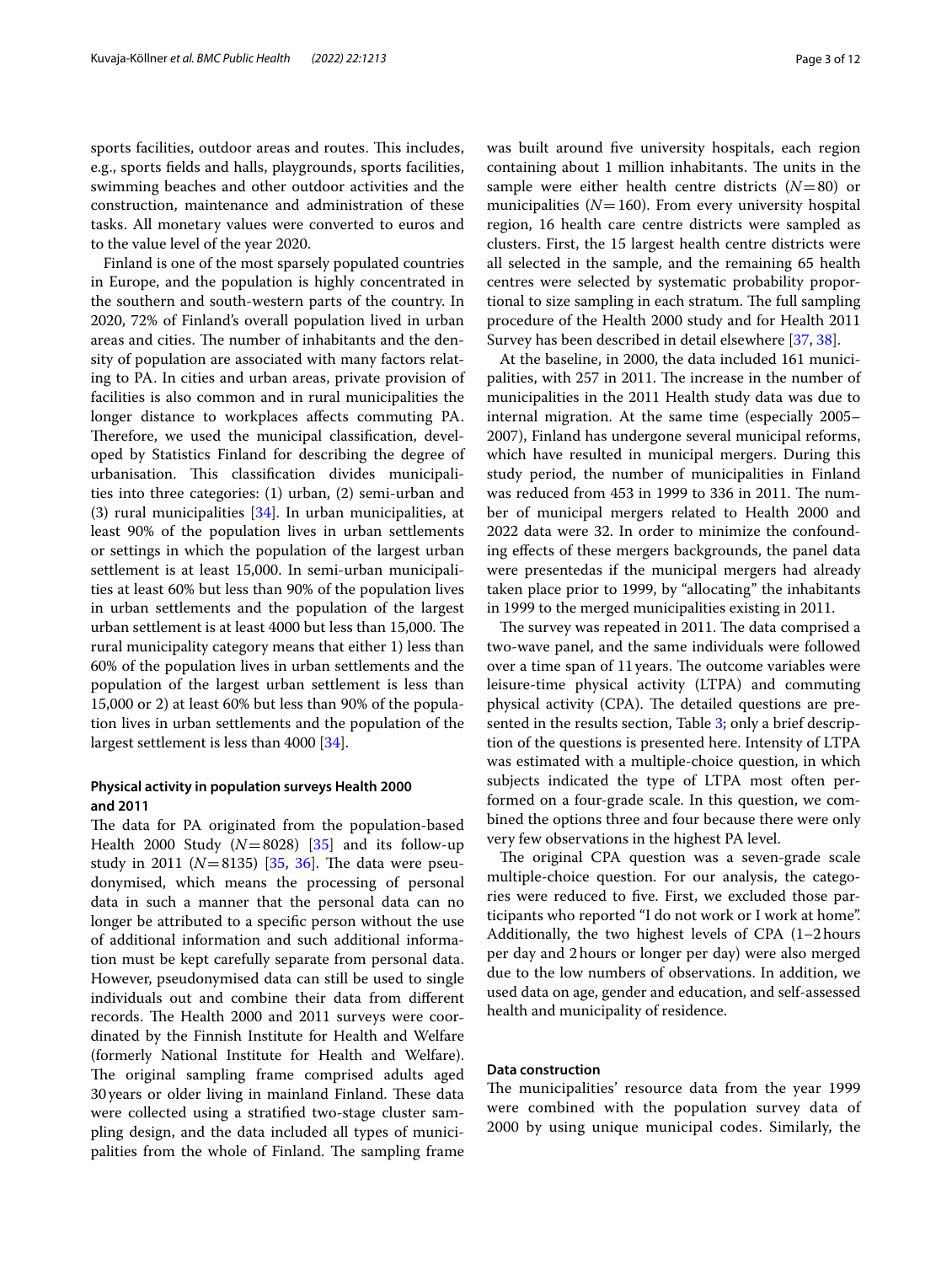sports facilities, outdoor areas and routes. This includes, e.g., sports fields and halls, playgrounds, sports facilities, swimming beaches and other outdoor activities and the construction, maintenance and administration of these tasks. All monetary values were converted to euros and to the value level of the year 2020.

Finland is one of the most sparsely populated countries in Europe, and the population is highly concentrated in the southern and south-western parts of the country. In 2020, 72% of Finland's overall population lived in urban areas and cities. The number of inhabitants and the density of population are associated with many factors relating to PA. In cities and urban areas, private provision of facilities is also common and in rural municipalities the longer distance to workplaces affects commuting PA. Therefore, we used the municipal classification, developed by Statistics Finland for describing the degree of urbanisation. This classification divides municipalities into three categories: (1) urban, (2) semi-urban and (3) rural municipalities [34]. In urban municipalities, at least 90% of the population lives in urban settlements or settings in which the population of the largest urban settlement is at least 15,000. In semi-urban municipalities at least 60% but less than 90% of the population lives in urban settlements and the population of the largest urban settlement is at least 4000 but less than 15,000. The rural municipality category means that either 1) less than 60% of the population lives in urban settlements and the population of the largest urban settlement is less than 15,000 or 2) at least 60% but less than 90% of the population lives in urban settlements and the population of the largest settlement is less than 4000 [34].

### Physical activity in population surveys Health 2000 and 2011

The data for PA originated from the population-based Health 2000 Study ($N=8028$) [35] and its follow-up study in 2011 ($N=8135$) [35, 36]. The data were pseudonymised, which means the processing of personal data in such a manner that the personal data can no longer be attributed to a specific person without the use of additional information and such additional information must be kept carefully separate from personal data. However, pseudonymised data can still be used to single individuals out and combine their data from different records. The Health 2000 and 2011 surveys were coordinated by the Finnish Institute for Health and Welfare (formerly National Institute for Health and Welfare). The original sampling frame comprised adults aged 30 years or older living in mainland Finland. These data were collected using a stratified two-stage cluster sampling design, and the data included all types of municipalities from the whole of Finland. The sampling frame was built around five university hospitals, each region containing about 1 million inhabitants. The units in the sample were either health centre districts ($N=80$) or municipalities ($N=160$). From every university hospital region, 16 health care centre districts were sampled as clusters. First, the 15 largest health centre districts were all selected in the sample, and the remaining 65 health centres were selected by systematic probability proportional to size sampling in each stratum. The full sampling procedure of the Health 2000 study and for Health 2011 Survey has been described in detail elsewhere [37, 38].

At the baseline, in 2000, the data included 161 municipalities, with 257 in 2011. The increase in the number of municipalities in the 2011 Health study data was due to internal migration. At the same time (especially 2005–2007), Finland has undergone several municipal reforms, which have resulted in municipal mergers. During this study period, the number of municipalities in Finland was reduced from 453 in 1999 to 336 in 2011. The number of municipal mergers related to Health 2000 and 2022 data were 32. In order to minimize the confounding effects of these mergers backgrounds, the panel data were presentedas if the municipal mergers had already taken place prior to 1999, by "allocating" the inhabitants in 1999 to the merged municipalities existing in 2011.

The survey was repeated in 2011. The data comprised a two-wave panel, and the same individuals were followed over a time span of 11 years. The outcome variables were leisure-time physical activity (LTPA) and commuting physical activity (CPA). The detailed questions are presented in the results section, Table 3; only a brief description of the questions is presented here. Intensity of LTPA was estimated with a multiple-choice question, in which subjects indicated the type of LTPA most often performed on a four-grade scale. In this question, we combined the options three and four because there were only very few observations in the highest PA level.

The original CPA question was a seven-grade scale multiple-choice question. For our analysis, the categories were reduced to five. First, we excluded those participants who reported "I do not work or I work at home". Additionally, the two highest levels of CPA (1–2 hours per day and 2 hours or longer per day) were also merged due to the low numbers of observations. In addition, we used data on age, gender and education, and self-assessed health and municipality of residence.

### Data construction

The municipalities' resource data from the year 1999 were combined with the population survey data of 2000 by using unique municipal codes. Similarly, the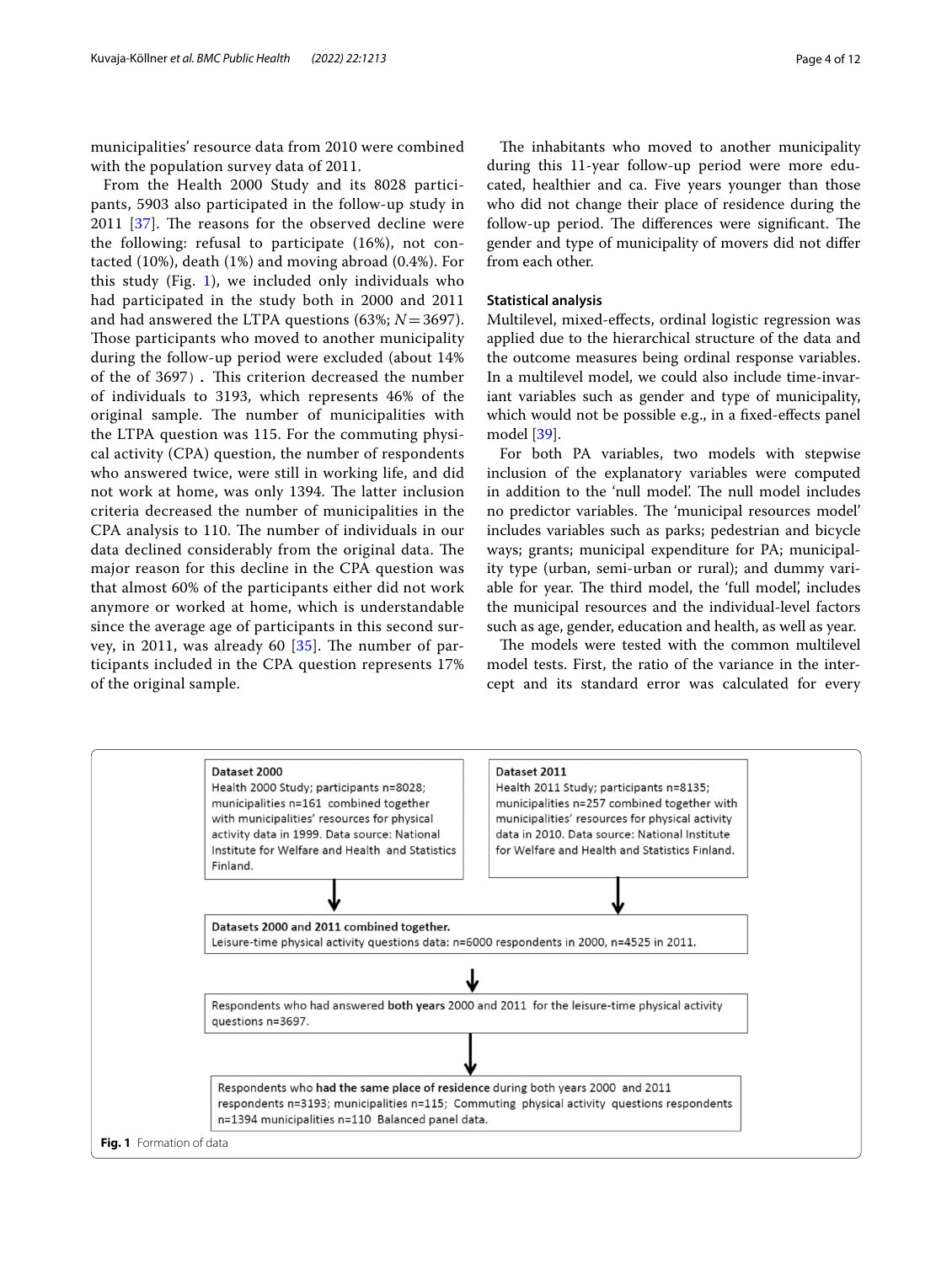municipalities' resource data from 2010 were combined with the population survey data of 2011.

From the Health 2000 Study and its 8028 participants, 5903 also participated in the follow-up study in 2011 [37]. The reasons for the observed decline were the following: refusal to participate (16%), not contacted (10%), death (1%) and moving abroad (0.4%). For this study (Fig. 1), we included only individuals who had participated in the study both in 2000 and 2011 and had answered the LTPA questions (63%; $N=3697$). Those participants who moved to another municipality during the follow-up period were excluded (about 14% of the of 3697). This criterion decreased the number of individuals to 3193, which represents 46% of the original sample. The number of municipalities with the LTPA question was 115. For the commuting physical activity (CPA) question, the number of respondents who answered twice, were still in working life, and did not work at home, was only 1394. The latter inclusion criteria decreased the number of municipalities in the CPA analysis to 110. The number of individuals in our data declined considerably from the original data. The major reason for this decline in the CPA question was that almost 60% of the participants either did not work anymore or worked at home, which is understandable since the average age of participants in this second survey, in 2011, was already 60 [35]. The number of participants included in the CPA question represents 17% of the original sample.

The inhabitants who moved to another municipality during this 11-year follow-up period were more educated, healthier and ca. Five years younger than those who did not change their place of residence during the follow-up period. The differences were significant. The gender and type of municipality of movers did not differ from each other.

### Statistical analysis

Multilevel, mixed-effects, ordinal logistic regression was applied due to the hierarchical structure of the data and the outcome measures being ordinal response variables. In a multilevel model, we could also include time-invariant variables such as gender and type of municipality, which would not be possible e.g., in a fixed-effects panel model [39].

For both PA variables, two models with stepwise inclusion of the explanatory variables were computed in addition to the 'null model'. The null model includes no predictor variables. The 'municipal resources model' includes variables such as parks; pedestrian and bicycle ways; grants; municipal expenditure for PA; municipality type (urban, semi-urban or rural); and dummy variable for year. The third model, the 'full model', includes the municipal resources and the individual-level factors such as age, gender, education and health, as well as year.

The models were tested with the common multilevel model tests. First, the ratio of the variance in the intercept and its standard error was calculated for every

**Dataset 2000**
Health 2000 Study; participants n=8028; municipalities n=161 combined together with municipalities' resources for physical activity data in 1999. Data source: National Institute for Welfare and Health and Statistics Finland.

**Dataset 2011**
Health 2011 Study; participants n=8135; municipalities n=257 combined together with municipalities' resources for physical activity data in 2010. Data source: National Institute for Welfare and Health and Statistics Finland.

↓

**Datasets 2000 and 2011 combined together.**
Leisure-time physical activity questions data: n=6000 respondents in 2000, n=4525 in 2011.

↓

Respondents who had answered **both years** 2000 and 2011 for the leisure-time physical activity questions n=3697.

↓

Respondents who **had the same place of residence** during both years 2000 and 2011 respondents n=3193; municipalities n=115; Commuting physical activity questions respondents n=1394 municipalities n=110 Balanced panel data.

**Fig. 1** Formation of data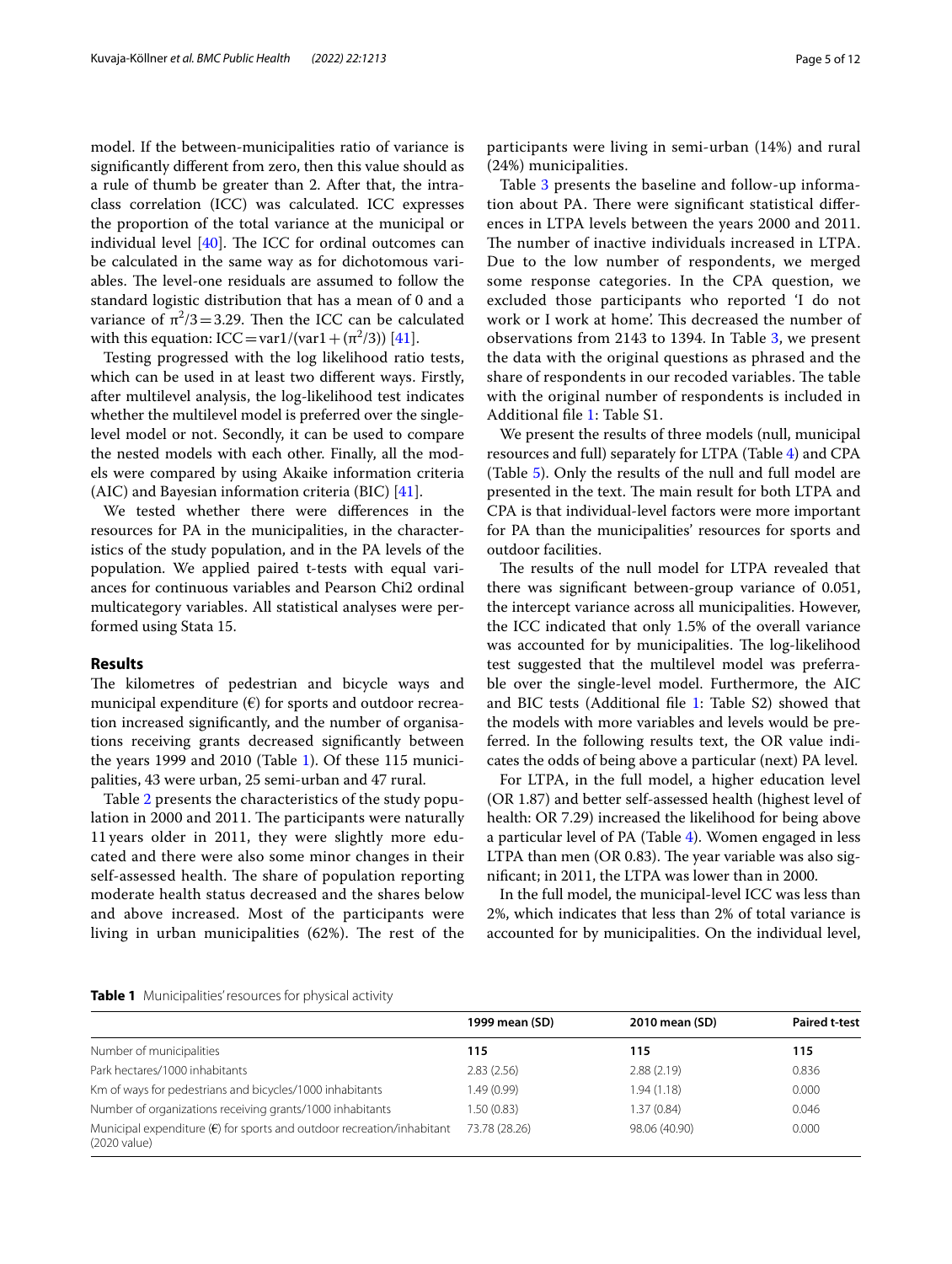model. If the between-municipalities ratio of variance is significantly different from zero, then this value should as a rule of thumb be greater than 2. After that, the intraclass correlation (ICC) was calculated. ICC expresses the proportion of the total variance at the municipal or individual level [40]. The ICC for ordinal outcomes can be calculated in the same way as for dichotomous variables. The level-one residuals are assumed to follow the standard logistic distribution that has a mean of 0 and a variance of $\pi^2/3 = 3.29$. Then the ICC can be calculated with this equation: $ICC = var1/(var1 + (\pi^2/3))$ [41].

Testing progressed with the log likelihood ratio tests, which can be used in at least two different ways. Firstly, after multilevel analysis, the log-likelihood test indicates whether the multilevel model is preferred over the single-level model or not. Secondly, it can be used to compare the nested models with each other. Finally, all the models were compared by using Akaike information criteria (AIC) and Bayesian information criteria (BIC) [41].

We tested whether there were differences in the resources for PA in the municipalities, in the characteristics of the study population, and in the PA levels of the population. We applied paired t-tests with equal variances for continuous variables and Pearson Chi2 ordinal multicategory variables. All statistical analyses were performed using Stata 15.

## Results

The kilometres of pedestrian and bicycle ways and municipal expenditure (€) for sports and outdoor recreation increased significantly, and the number of organisations receiving grants decreased significantly between the years 1999 and 2010 (Table 1). Of these 115 municipalities, 43 were urban, 25 semi-urban and 47 rural.

Table 2 presents the characteristics of the study population in 2000 and 2011. The participants were naturally 11 years older in 2011, they were slightly more educated and there were also some minor changes in their self-assessed health. The share of population reporting moderate health status decreased and the shares below and above increased. Most of the participants were living in urban municipalities (62%). The rest of the participants were living in semi-urban (14%) and rural (24%) municipalities.

Table 3 presents the baseline and follow-up information about PA. There were significant statistical differences in LTPA levels between the years 2000 and 2011. The number of inactive individuals increased in LTPA. Due to the low number of respondents, we merged some response categories. In the CPA question, we excluded those participants who reported 'I do not work or I work at home'. This decreased the number of observations from 2143 to 1394. In Table 3, we present the data with the original questions as phrased and the share of respondents in our recoded variables. The table with the original number of respondents is included in Additional file 1: Table S1.

We present the results of three models (null, municipal resources and full) separately for LTPA (Table 4) and CPA (Table 5). Only the results of the null and full model are presented in the text. The main result for both LTPA and CPA is that individual-level factors were more important for PA than the municipalities' resources for sports and outdoor facilities.

The results of the null model for LTPA revealed that there was significant between-group variance of 0.051, the intercept variance across all municipalities. However, the ICC indicated that only 1.5% of the overall variance was accounted for by municipalities. The log-likelihood test suggested that the multilevel model was preferrable over the single-level model. Furthermore, the AIC and BIC tests (Additional file 1: Table S2) showed that the models with more variables and levels would be preferred. In the following results text, the OR value indicates the odds of being above a particular (next) PA level.

For LTPA, in the full model, a higher education level (OR 1.87) and better self-assessed health (highest level of health: OR 7.29) increased the likelihood for being above a particular level of PA (Table 4). Women engaged in less LTPA than men (OR 0.83). The year variable was also significant; in 2011, the LTPA was lower than in 2000.

In the full model, the municipal-level ICC was less than 2%, which indicates that less than 2% of total variance is accounted for by municipalities. On the individual level,

**Table 1** Municipalities' resources for physical activity

| | 1999 mean (SD) | 2010 mean (SD) | Paired t-test |
|---|---|---|---|
| Number of municipalities | **115** | **115** | **115** |
| Park hectares/1000 inhabitants | 2.83 (2.56) | 2.88 (2.19) | 0.836 |
| Km of ways for pedestrians and bicycles/1000 inhabitants | 1.49 (0.99) | 1.94 (1.18) | 0.000 |
| Number of organizations receiving grants/1000 inhabitants | 1.50 (0.83) | 1.37 (0.84) | 0.046 |
| Municipal expenditure (€) for sports and outdoor recreation/inhabitant (2020 value) | 73.78 (28.26) | 98.06 (40.90) | 0.000 |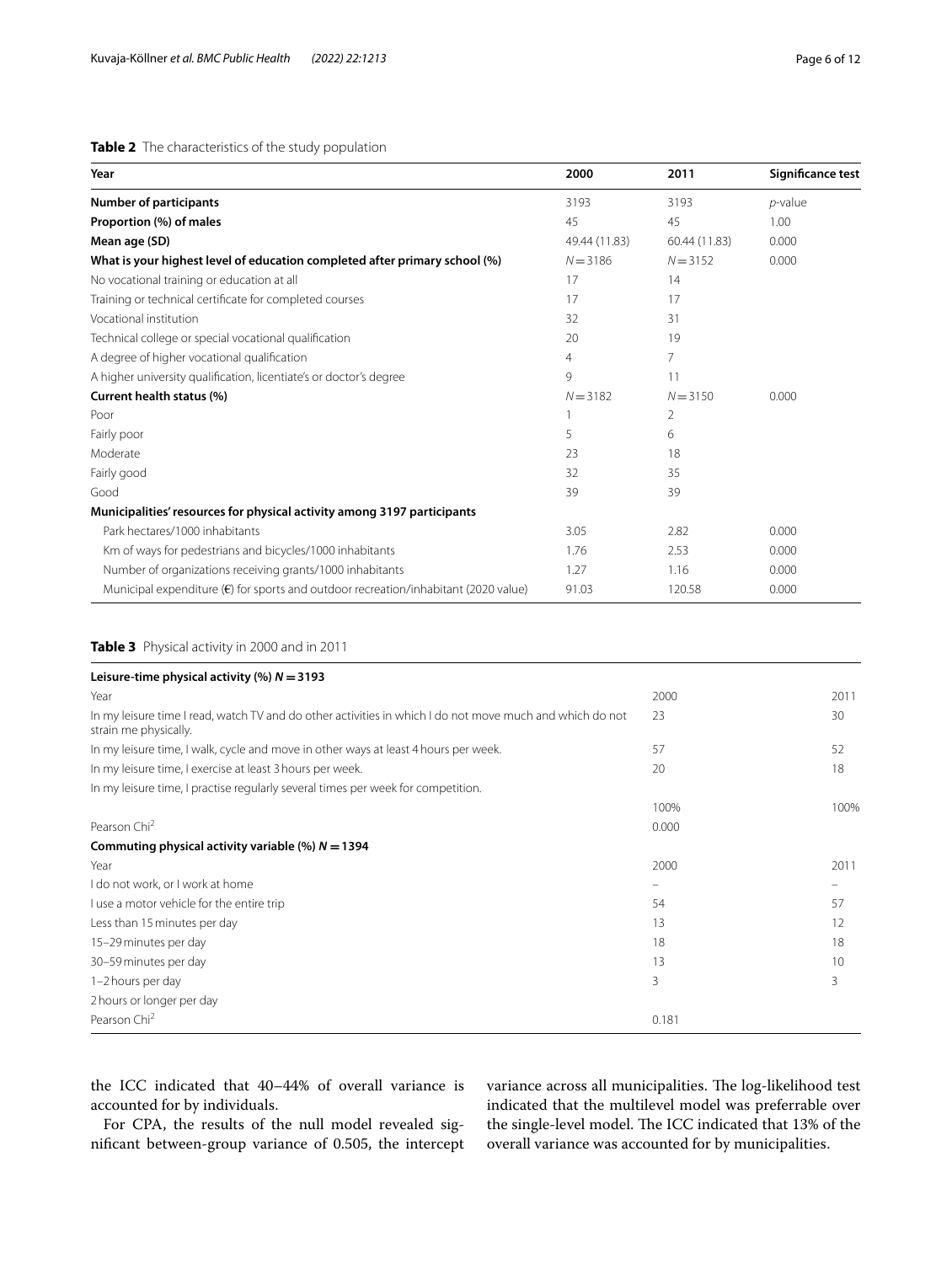**Table 2** The characteristics of the study population

| Year | 2000 | 2011 | Significance test |
|---|---|---|---|
| **Number of participants** | 3193 | 3193 | *p*-value |
| **Proportion (%) of males** | 45 | 45 | 1.00 |
| **Mean age (SD)** | 49.44 (11.83) | 60.44 (11.83) | 0.000 |
| **What is your highest level of education completed after primary school (%)** | $N = 3186$ | $N = 3152$ | 0.000 |
| No vocational training or education at all | 17 | 14 | |
| Training or technical certificate for completed courses | 17 | 17 | |
| Vocational institution | 32 | 31 | |
| Technical college or special vocational qualification | 20 | 19 | |
| A degree of higher vocational qualification | 4 | 7 | |
| A higher university qualification, licentiate's or doctor's degree | 9 | 11 | |
| **Current health status (%)** | $N = 3182$ | $N = 3150$ | 0.000 |
| Poor | 1 | 2 | |
| Fairly poor | 5 | 6 | |
| Moderate | 23 | 18 | |
| Fairly good | 32 | 35 | |
| Good | 39 | 39 | |
| **Municipalities' resources for physical activity among 3197 participants** | | | |
| Park hectares/1000 inhabitants | 3.05 | 2.82 | 0.000 |
| Km of ways for pedestrians and bicycles/1000 inhabitants | 1.76 | 2.53 | 0.000 |
| Number of organizations receiving grants/1000 inhabitants | 1.27 | 1.16 | 0.000 |
| Municipal expenditure (€) for sports and outdoor recreation/inhabitant (2020 value) | 91.03 | 120.58 | 0.000 |

**Table 3** Physical activity in 2000 and in 2011

| **Leisure-time physical activity (%) $N = 3193$** | | |
|---|---|---|
| Year | 2000 | 2011 |
| In my leisure time I read, watch TV and do other activities in which I do not move much and which do not strain me physically. | 23 | 30 |
| In my leisure time, I walk, cycle and move in other ways at least 4 hours per week. | 57 | 52 |
| In my leisure time, I exercise at least 3 hours per week. | 20 | 18 |
| In my leisure time, I practise regularly several times per week for competition. | | |
| | 100% | 100% |
| Pearson Chi$^2$ | 0.000 | |
| **Commuting physical activity variable (%) $N = 1394$** | | |
| Year | 2000 | 2011 |
| I do not work, or I work at home | – | – |
| I use a motor vehicle for the entire trip | 54 | 57 |
| Less than 15 minutes per day | 13 | 12 |
| 15–29 minutes per day | 18 | 18 |
| 30–59 minutes per day | 13 | 10 |
| 1–2 hours per day | 3 | 3 |
| 2 hours or longer per day | | |
| Pearson Chi$^2$ | 0.181 | |

the ICC indicated that 40–44% of overall variance is accounted for by individuals.

For CPA, the results of the null model revealed significant between-group variance of 0.505, the intercept variance across all municipalities. The log-likelihood test indicated that the multilevel model was preferrable over the single-level model. The ICC indicated that 13% of the overall variance was accounted for by municipalities.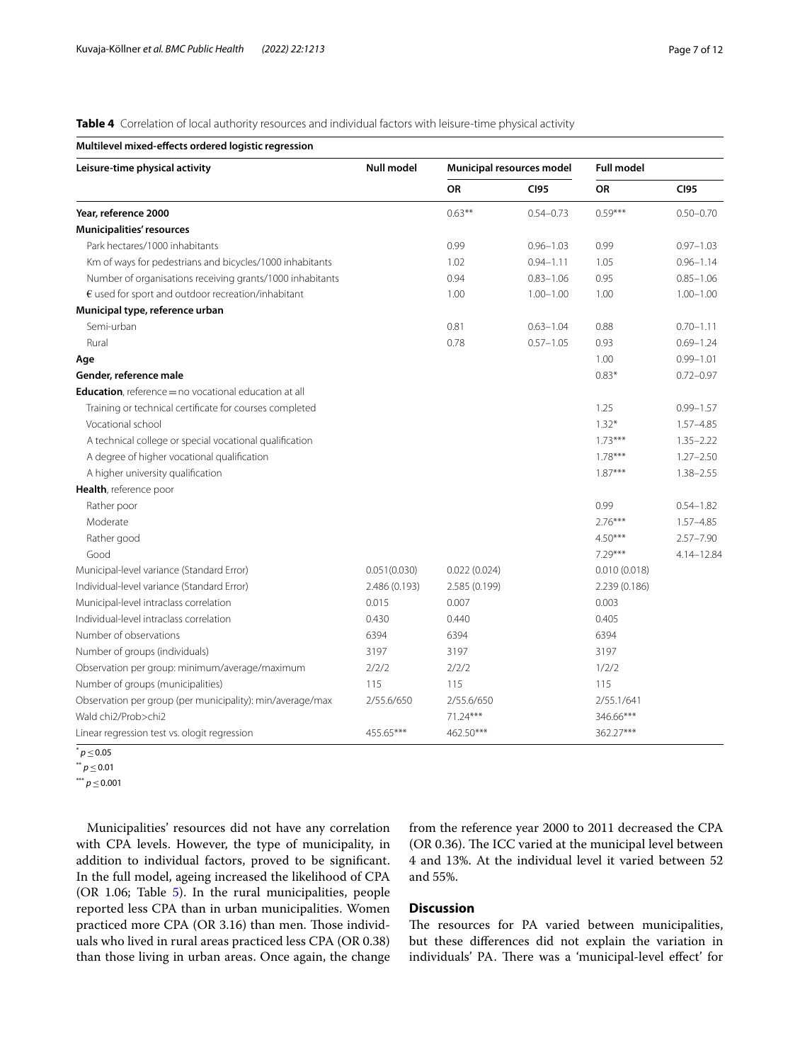**Table 4** Correlation of local authority resources and individual factors with leisure-time physical activity

| Multilevel mixed-effects ordered logistic regression | | | | | |
|---|---|---|---|---|---|
| **Leisure-time physical activity** | **Null model** | **Municipal resources model** | | **Full model** | |
| | | **OR** | **CI95** | **OR** | **CI95** |
| **Year, reference 2000** | | 0.63** | 0.54–0.73 | 0.59*** | 0.50–0.70 |
| **Municipalities' resources** | | | | | |
| Park hectares/1000 inhabitants | | 0.99 | 0.96–1.03 | 0.99 | 0.97–1.03 |
| Km of ways for pedestrians and bicycles/1000 inhabitants | | 1.02 | 0.94–1.11 | 1.05 | 0.96–1.14 |
| Number of organisations receiving grants/1000 inhabitants | | 0.94 | 0.83–1.06 | 0.95 | 0.85–1.06 |
| € used for sport and outdoor recreation/inhabitant | | 1.00 | 1.00–1.00 | 1.00 | 1.00–1.00 |
| **Municipal type, reference urban** | | | | | |
| Semi-urban | | 0.81 | 0.63–1.04 | 0.88 | 0.70–1.11 |
| Rural | | 0.78 | 0.57–1.05 | 0.93 | 0.69–1.24 |
| **Age** | | | | 1.00 | 0.99–1.01 |
| **Gender, reference male** | | | | 0.83* | 0.72–0.97 |
| **Education**, reference = no vocational education at all | | | | | |
| Training or technical certificate for courses completed | | | | 1.25 | 0.99–1.57 |
| Vocational school | | | | 1.32* | 1.57–4.85 |
| A technical college or special vocational qualification | | | | 1.73*** | 1.35–2.22 |
| A degree of higher vocational qualification | | | | 1.78*** | 1.27–2.50 |
| A higher university qualification | | | | 1.87*** | 1.38–2.55 |
| **Health**, reference poor | | | | | |
| Rather poor | | | | 0.99 | 0.54–1.82 |
| Moderate | | | | 2.76*** | 1.57–4.85 |
| Rather good | | | | 4.50*** | 2.57–7.90 |
| Good | | | | 7.29*** | 4.14–12.84 |
| Municipal-level variance (Standard Error) | 0.051(0.030) | 0.022 (0.024) | | 0.010 (0.018) | |
| Individual-level variance (Standard Error) | 2.486 (0.193) | 2.585 (0.199) | | 2.239 (0.186) | |
| Municipal-level intraclass correlation | 0.015 | 0.007 | | 0.003 | |
| Individual-level intraclass correlation | 0.430 | 0.440 | | 0.405 | |
| Number of observations | 6394 | 6394 | | 6394 | |
| Number of groups (individuals) | 3197 | 3197 | | 3197 | |
| Observation per group: minimum/average/maximum | 2/2/2 | 2/2/2 | | 1/2/2 | |
| Number of groups (municipalities) | 115 | 115 | | 115 | |
| Observation per group (per municipality): min/average/max | 2/55.6/650 | 2/55.6/650 | | 2/55.1/641 | |
| Wald chi2/Prob>chi2 | | 71.24*** | | 346.66*** | |
| Linear regression test vs. ologit regression | 455.65*** | 462.50*** | | 362.27*** | |

* $p \leq 0.05$

** $p \leq 0.01$

*** $p \leq 0.001$

Municipalities' resources did not have any correlation with CPA levels. However, the type of municipality, in addition to individual factors, proved to be significant. In the full model, ageing increased the likelihood of CPA (OR 1.06; Table 5). In the rural municipalities, people reported less CPA than in urban municipalities. Women practiced more CPA (OR 3.16) than men. Those individuals who lived in rural areas practiced less CPA (OR 0.38) than those living in urban areas. Once again, the change from the reference year 2000 to 2011 decreased the CPA (OR 0.36). The ICC varied at the municipal level between 4 and 13%. At the individual level it varied between 52 and 55%.

## Discussion

The resources for PA varied between municipalities, but these differences did not explain the variation in individuals' PA. There was a 'municipal-level effect' for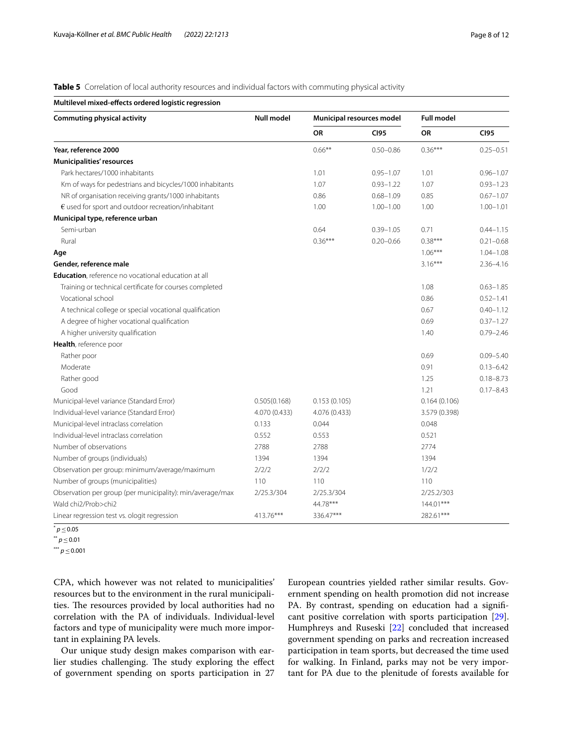**Table 5** Correlation of local authority resources and individual factors with commuting physical activity

| Multilevel mixed-effects ordered logistic regression | | | | | |
|---|---|---|---|---|---|
| **Commuting physical activity** | **Null model** | **Municipal resources model** | | **Full model** | |
| | | **OR** | **CI95** | **OR** | **CI95** |
| **Year, reference 2000** | | 0.66** | 0.50–0.86 | 0.36*** | 0.25–0.51 |
| **Municipalities' resources** | | | | | |
| Park hectares/1000 inhabitants | | 1.01 | 0.95–1.07 | 1.01 | 0.96–1.07 |
| Km of ways for pedestrians and bicycles/1000 inhabitants | | 1.07 | 0.93–1.22 | 1.07 | 0.93–1.23 |
| NR of organisation receiving grants/1000 inhabitants | | 0.86 | 0.68–1.09 | 0.85 | 0.67–1.07 |
| € used for sport and outdoor recreation/inhabitant | | 1.00 | 1.00–1.00 | 1.00 | 1.00–1.01 |
| **Municipal type, reference urban** | | | | | |
| Semi-urban | | 0.64 | 0.39–1.05 | 0.71 | 0.44–1.15 |
| Rural | | 0.36*** | 0.20–0.66 | 0.38*** | 0.21–0.68 |
| **Age** | | | | 1.06*** | 1.04–1.08 |
| **Gender, reference male** | | | | 3.16*** | 2.36–4.16 |
| **Education**, reference no vocational education at all | | | | | |
| Training or technical certificate for courses completed | | | | 1.08 | 0.63–1.85 |
| Vocational school | | | | 0.86 | 0.52–1.41 |
| A technical college or special vocational qualification | | | | 0.67 | 0.40–1.12 |
| A degree of higher vocational qualification | | | | 0.69 | 0.37–1.27 |
| A higher university qualification | | | | 1.40 | 0.79–2.46 |
| **Health**, reference poor | | | | | |
| Rather poor | | | | 0.69 | 0.09–5.40 |
| Moderate | | | | 0.91 | 0.13–6.42 |
| Rather good | | | | 1.25 | 0.18–8.73 |
| Good | | | | 1.21 | 0.17–8.43 |
| Municipal-level variance (Standard Error) | 0.505(0.168) | 0.153 (0.105) | | 0.164 (0.106) | |
| Individual-level variance (Standard Error) | 4.070 (0.433) | 4.076 (0.433) | | 3.579 (0.398) | |
| Municipal-level intraclass correlation | 0.133 | 0.044 | | 0.048 | |
| Individual-level intraclass correlation | 0.552 | 0.553 | | 0.521 | |
| Number of observations | 2788 | 2788 | | 2774 | |
| Number of groups (individuals) | 1394 | 1394 | | 1394 | |
| Observation per group: minimum/average/maximum | 2/2/2 | 2/2/2 | | 1/2/2 | |
| Number of groups (municipalities) | 110 | 110 | | 110 | |
| Observation per group (per municipality): min/average/max | 2/25.3/304 | 2/25.3/304 | | 2/25.2/303 | |
| Wald chi2/Prob>chi2 | | 44.78*** | | 144.01*** | |
| Linear regression test vs. ologit regression | 413.76*** | 336.47*** | | 282.61*** | |

* $p \leq 0.05$

** $p \leq 0.01$

*** $p \leq 0.001$

CPA, which however was not related to municipalities' resources but to the environment in the rural municipalities. The resources provided by local authorities had no correlation with the PA of individuals. Individual-level factors and type of municipality were much more important in explaining PA levels.

Our unique study design makes comparison with earlier studies challenging. The study exploring the effect of government spending on sports participation in 27 European countries yielded rather similar results. Government spending on health promotion did not increase PA. By contrast, spending on education had a significant positive correlation with sports participation [29]. Humphreys and Ruseski [22] concluded that increased government spending on parks and recreation increased participation in team sports, but decreased the time used for walking. In Finland, parks may not be very important for PA due to the plenitude of forests available for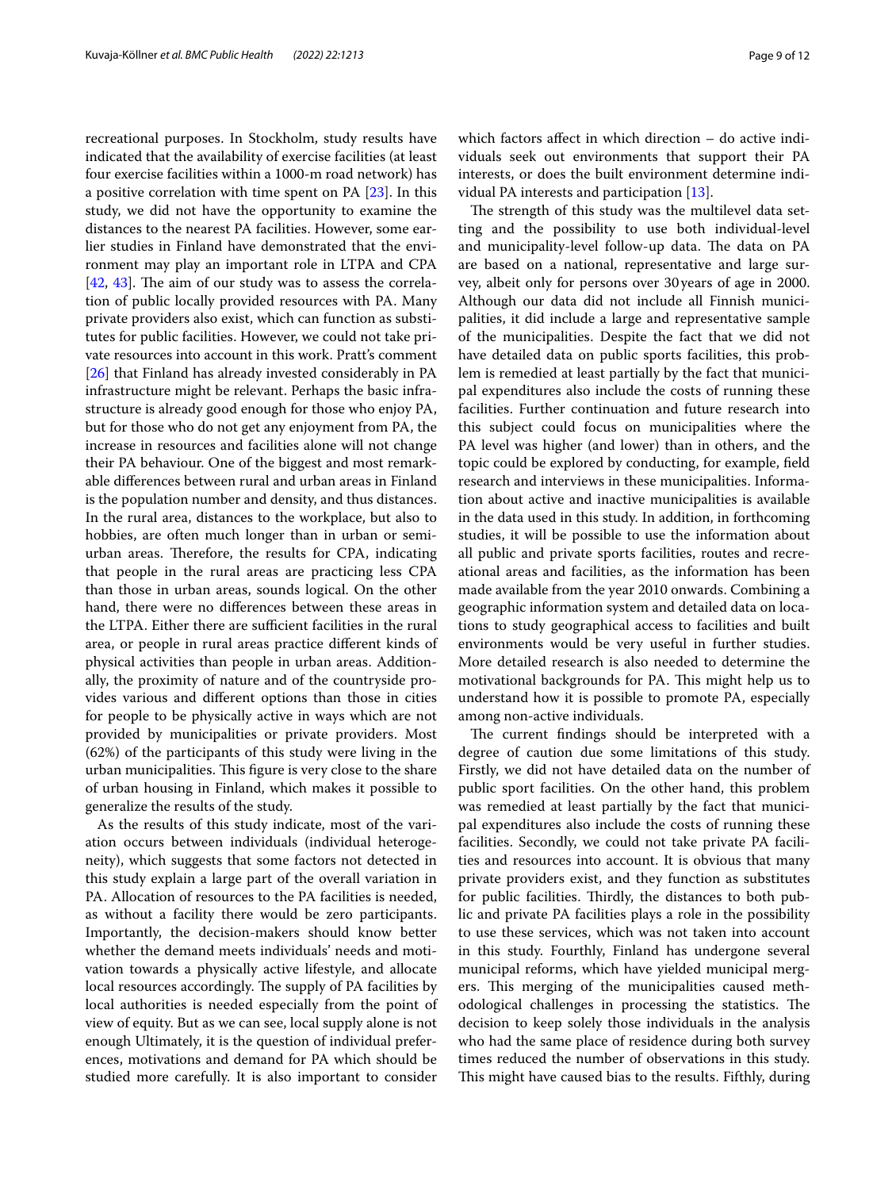recreational purposes. In Stockholm, study results have indicated that the availability of exercise facilities (at least four exercise facilities within a 1000-m road network) has a positive correlation with time spent on PA [23]. In this study, we did not have the opportunity to examine the distances to the nearest PA facilities. However, some earlier studies in Finland have demonstrated that the environment may play an important role in LTPA and CPA [42, 43]. The aim of our study was to assess the correlation of public locally provided resources with PA. Many private providers also exist, which can function as substitutes for public facilities. However, we could not take private resources into account in this work. Pratt's comment [26] that Finland has already invested considerably in PA infrastructure might be relevant. Perhaps the basic infrastructure is already good enough for those who enjoy PA, but for those who do not get any enjoyment from PA, the increase in resources and facilities alone will not change their PA behaviour. One of the biggest and most remarkable differences between rural and urban areas in Finland is the population number and density, and thus distances. In the rural area, distances to the workplace, but also to hobbies, are often much longer than in urban or semi-urban areas. Therefore, the results for CPA, indicating that people in the rural areas are practicing less CPA than those in urban areas, sounds logical. On the other hand, there were no differences between these areas in the LTPA. Either there are sufficient facilities in the rural area, or people in rural areas practice different kinds of physical activities than people in urban areas. Additionally, the proximity of nature and of the countryside provides various and different options than those in cities for people to be physically active in ways which are not provided by municipalities or private providers. Most (62%) of the participants of this study were living in the urban municipalities. This figure is very close to the share of urban housing in Finland, which makes it possible to generalize the results of the study.

As the results of this study indicate, most of the variation occurs between individuals (individual heterogeneity), which suggests that some factors not detected in this study explain a large part of the overall variation in PA. Allocation of resources to the PA facilities is needed, as without a facility there would be zero participants. Importantly, the decision-makers should know better whether the demand meets individuals' needs and motivation towards a physically active lifestyle, and allocate local resources accordingly. The supply of PA facilities by local authorities is needed especially from the point of view of equity. But as we can see, local supply alone is not enough Ultimately, it is the question of individual preferences, motivations and demand for PA which should be studied more carefully. It is also important to consider which factors affect in which direction – do active individuals seek out environments that support their PA interests, or does the built environment determine individual PA interests and participation [13].

The strength of this study was the multilevel data setting and the possibility to use both individual-level and municipality-level follow-up data. The data on PA are based on a national, representative and large survey, albeit only for persons over 30 years of age in 2000. Although our data did not include all Finnish municipalities, it did include a large and representative sample of the municipalities. Despite the fact that we did not have detailed data on public sports facilities, this problem is remedied at least partially by the fact that municipal expenditures also include the costs of running these facilities. Further continuation and future research into this subject could focus on municipalities where the PA level was higher (and lower) than in others, and the topic could be explored by conducting, for example, field research and interviews in these municipalities. Information about active and inactive municipalities is available in the data used in this study. In addition, in forthcoming studies, it will be possible to use the information about all public and private sports facilities, routes and recreational areas and facilities, as the information has been made available from the year 2010 onwards. Combining a geographic information system and detailed data on locations to study geographical access to facilities and built environments would be very useful in further studies. More detailed research is also needed to determine the motivational backgrounds for PA. This might help us to understand how it is possible to promote PA, especially among non-active individuals.

The current findings should be interpreted with a degree of caution due some limitations of this study. Firstly, we did not have detailed data on the number of public sport facilities. On the other hand, this problem was remedied at least partially by the fact that municipal expenditures also include the costs of running these facilities. Secondly, we could not take private PA facilities and resources into account. It is obvious that many private providers exist, and they function as substitutes for public facilities. Thirdly, the distances to both public and private PA facilities plays a role in the possibility to use these services, which was not taken into account in this study. Fourthly, Finland has undergone several municipal reforms, which have yielded municipal mergers. This merging of the municipalities caused methodological challenges in processing the statistics. The decision to keep solely those individuals in the analysis who had the same place of residence during both survey times reduced the number of observations in this study. This might have caused bias to the results. Fifthly, during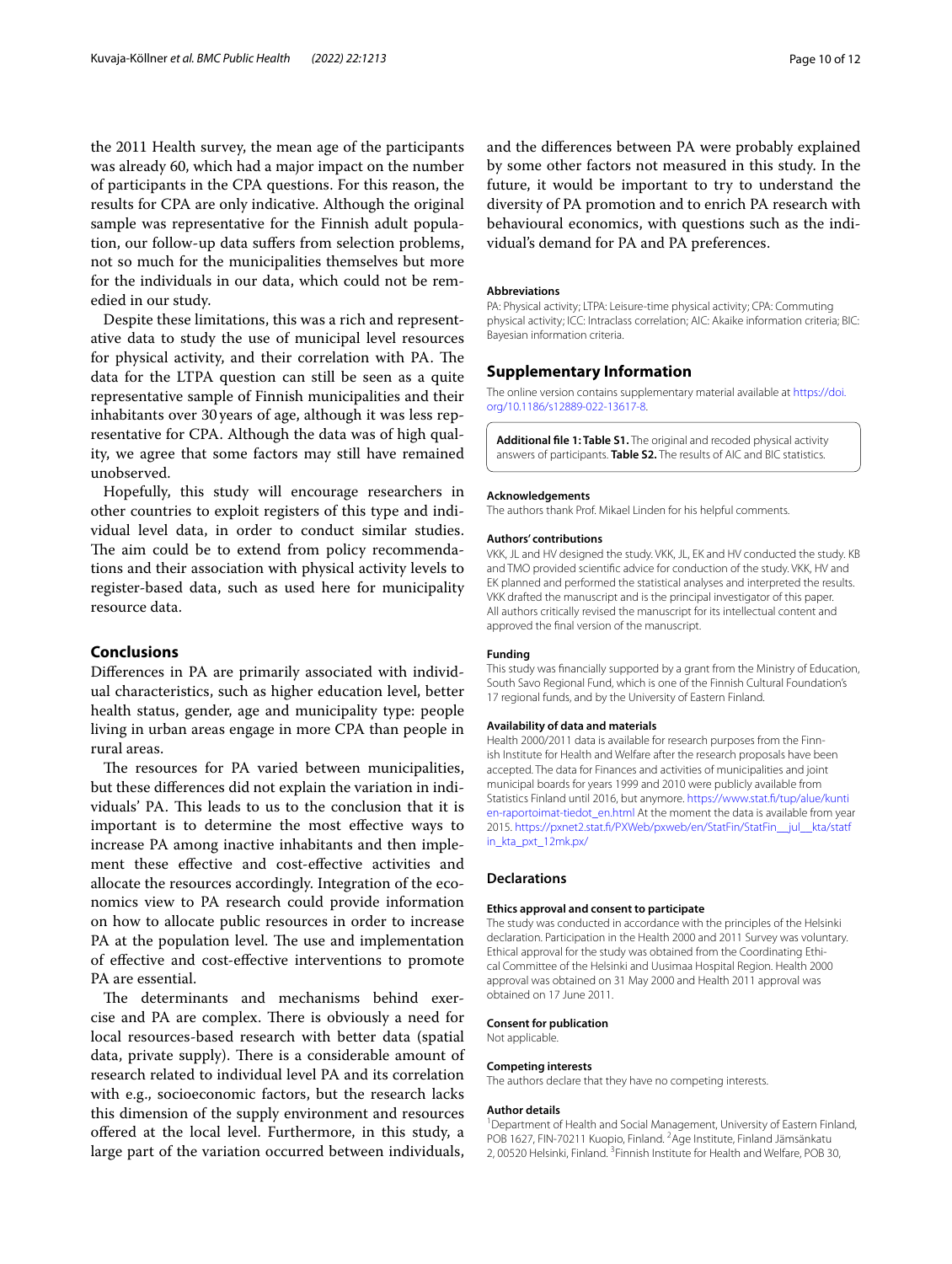the 2011 Health survey, the mean age of the participants was already 60, which had a major impact on the number of participants in the CPA questions. For this reason, the results for CPA are only indicative. Although the original sample was representative for the Finnish adult population, our follow-up data suffers from selection problems, not so much for the municipalities themselves but more for the individuals in our data, which could not be remedied in our study.

Despite these limitations, this was a rich and representative data to study the use of municipal level resources for physical activity, and their correlation with PA. The data for the LTPA question can still be seen as a quite representative sample of Finnish municipalities and their inhabitants over 30 years of age, although it was less representative for CPA. Although the data was of high quality, we agree that some factors may still have remained unobserved.

Hopefully, this study will encourage researchers in other countries to exploit registers of this type and individual level data, in order to conduct similar studies. The aim could be to extend from policy recommendations and their association with physical activity levels to register-based data, such as used here for municipality resource data.

## Conclusions

Differences in PA are primarily associated with individual characteristics, such as higher education level, better health status, gender, age and municipality type: people living in urban areas engage in more CPA than people in rural areas.

The resources for PA varied between municipalities, but these differences did not explain the variation in individuals' PA. This leads to us to the conclusion that it is important is to determine the most effective ways to increase PA among inactive inhabitants and then implement these effective and cost-effective activities and allocate the resources accordingly. Integration of the economics view to PA research could provide information on how to allocate public resources in order to increase PA at the population level. The use and implementation of effective and cost-effective interventions to promote PA are essential.

The determinants and mechanisms behind exercise and PA are complex. There is obviously a need for local resources-based research with better data (spatial data, private supply). There is a considerable amount of research related to individual level PA and its correlation with e.g., socioeconomic factors, but the research lacks this dimension of the supply environment and resources offered at the local level. Furthermore, in this study, a large part of the variation occurred between individuals, and the differences between PA were probably explained by some other factors not measured in this study. In the future, it would be important to try to understand the diversity of PA promotion and to enrich PA research with behavioural economics, with questions such as the individual's demand for PA and PA preferences.

#### Abbreviations

PA: Physical activity; LTPA: Leisure-time physical activity; CPA: Commuting physical activity; ICC: Intraclass correlation; AIC: Akaike information criteria; BIC: Bayesian information criteria.

## Supplementary Information

The online version contains supplementary material available at https://doi.org/10.1186/s12889-022-13617-8.

**Additional file 1: Table S1.** The original and recoded physical activity answers of participants. **Table S2.** The results of AIC and BIC statistics.

#### Acknowledgements

The authors thank Prof. Mikael Linden for his helpful comments.

#### Authors' contributions

VKK, JL and HV designed the study. VKK, JL, EK and HV conducted the study. KB and TMO provided scientific advice for conduction of the study. VKK, HV and EK planned and performed the statistical analyses and interpreted the results. VKK drafted the manuscript and is the principal investigator of this paper. All authors critically revised the manuscript for its intellectual content and approved the final version of the manuscript.

#### Funding

This study was financially supported by a grant from the Ministry of Education, South Savo Regional Fund, which is one of the Finnish Cultural Foundation's 17 regional funds, and by the University of Eastern Finland.

#### Availability of data and materials

Health 2000/2011 data is available for research purposes from the Finnish Institute for Health and Welfare after the research proposals have been accepted. The data for Finances and activities of municipalities and joint municipal boards for years 1999 and 2010 were publicly available from Statistics Finland until 2016, but anymore. https://www.stat.fi/tup/alue/kunti en-raportoimat-tiedot_en.html At the moment the data is available from year 2015. https://pxnet2.stat.fi/PXWeb/pxweb/en/StatFin/StatFin__jul__kta/statf in_kta_pxt_12mk.px/

## Declarations

#### Ethics approval and consent to participate

The study was conducted in accordance with the principles of the Helsinki declaration. Participation in the Health 2000 and 2011 Survey was voluntary. Ethical approval for the study was obtained from the Coordinating Ethical Committee of the Helsinki and Uusimaa Hospital Region. Health 2000 approval was obtained on 31 May 2000 and Health 2011 approval was obtained on 17 June 2011.

#### Consent for publication

Not applicable.

#### Competing interests

The authors declare that they have no competing interests.

#### Author details

[1]Department of Health and Social Management, University of Eastern Finland, POB 1627, FIN-70211 Kuopio, Finland. [2]Age Institute, Finland Jämsänkatu 2, 00520 Helsinki, Finland. [3]Finnish Institute for Health and Welfare, POB 30,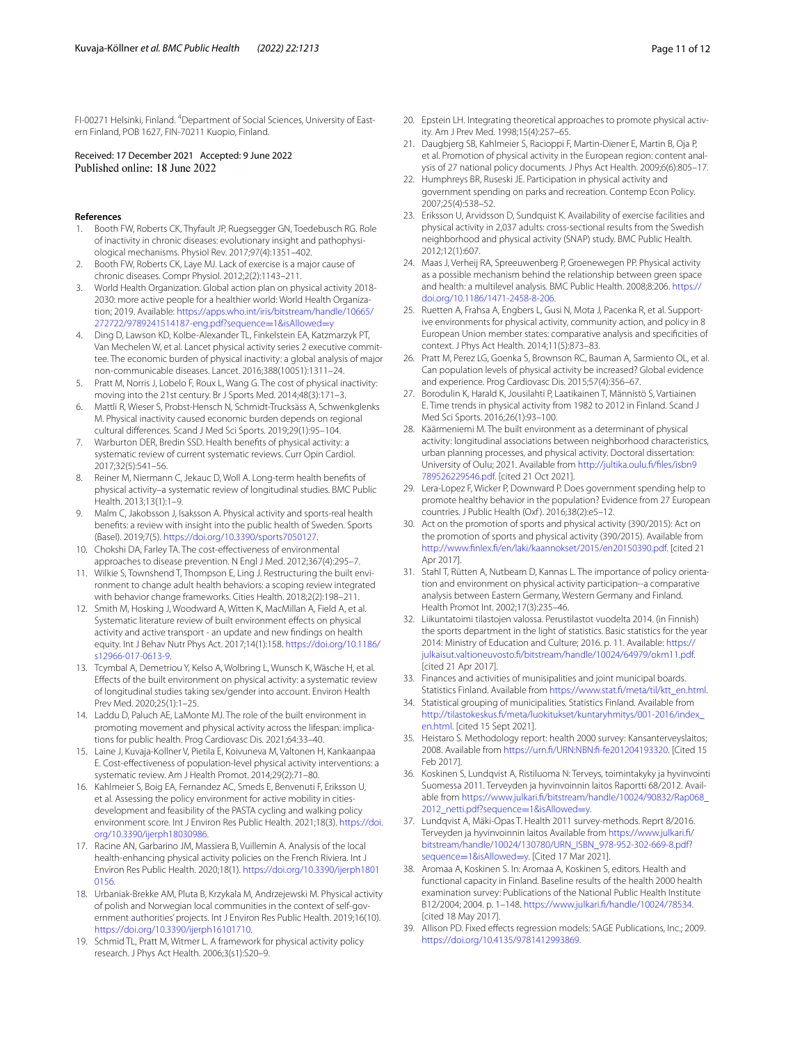FI-00271 Helsinki, Finland. [4]Department of Social Sciences, University of Eastern Finland, POB 1627, FIN-70211 Kuopio, Finland.

Received: 17 December 2021 Accepted: 9 June 2022
Published online: 18 June 2022

## References

1. Booth FW, Roberts CK, Thyfault JP, Ruegsegger GN, Toedebusch RG. Role of inactivity in chronic diseases: evolutionary insight and pathophysiological mechanisms. Physiol Rev. 2017;97(4):1351–402.
2. Booth FW, Roberts CK, Laye MJ. Lack of exercise is a major cause of chronic diseases. Compr Physiol. 2012;2(2):1143–211.
3. World Health Organization. Global action plan on physical activity 2018-2030: more active people for a healthier world: World Health Organization; 2019. Available: https://apps.who.int/iris/bitstream/handle/10665/272722/9789241514187-eng.pdf?sequence=1&isAllowed=y
4. Ding D, Lawson KD, Kolbe-Alexander TL, Finkelstein EA, Katzmarzyk PT, Van Mechelen W, et al. Lancet physical activity series 2 executive committee. The economic burden of physical inactivity: a global analysis of major non-communicable diseases. Lancet. 2016;388(10051):1311–24.
5. Pratt M, Norris J, Lobelo F, Roux L, Wang G. The cost of physical inactivity: moving into the 21st century. Br J Sports Med. 2014;48(3):171–3.
6. Mattli R, Wieser S, Probst-Hensch N, Schmidt-Trucksäss A, Schwenkglenks M. Physical inactivity caused economic burden depends on regional cultural differences. Scand J Med Sci Sports. 2019;29(1):95–104.
7. Warburton DER, Bredin SSD. Health benefits of physical activity: a systematic review of current systematic reviews. Curr Opin Cardiol. 2017;32(5):541–56.
8. Reiner M, Niermann C, Jekauc D, Woll A. Long-term health benefits of physical activity–a systematic review of longitudinal studies. BMC Public Health. 2013;13(1):1–9.
9. Malm C, Jakobsson J, Isaksson A. Physical activity and sports-real health benefits: a review with insight into the public health of Sweden. Sports (Basel). 2019;7(5). https://doi.org/10.3390/sports7050127.
10. Chokshi DA, Farley TA. The cost-effectiveness of environmental approaches to disease prevention. N Engl J Med. 2012;367(4):295–7.
11. Wilkie S, Townshend T, Thompson E, Ling J. Restructuring the built environment to change adult health behaviors: a scoping review integrated with behavior change frameworks. Cities Health. 2018;2(2):198–211.
12. Smith M, Hosking J, Woodward A, Witten K, MacMillan A, Field A, et al. Systematic literature review of built environment effects on physical activity and active transport - an update and new findings on health equity. Int J Behav Nutr Phys Act. 2017;14(1):158. https://doi.org/10.1186/s12966-017-0613-9.
13. Tcymbal A, Demetriou Y, Kelso A, Wolbring L, Wunsch K, Wäsche H, et al. Effects of the built environment on physical activity: a systematic review of longitudinal studies taking sex/gender into account. Environ Health Prev Med. 2020;25(1):1–25.
14. Laddu D, Paluch AE, LaMonte MJ. The role of the built environment in promoting movement and physical activity across the lifespan: implications for public health. Prog Cardiovasc Dis. 2021;64:33–40.
15. Laine J, Kuvaja-Kollner V, Pietila E, Koivuneva M, Valtonen H, Kankaanpaa E. Cost-effectiveness of population-level physical activity interventions: a systematic review. Am J Health Promot. 2014;29(2):71–80.
16. Kahlmeier S, Boig EA, Fernandez AC, Smeds E, Benvenuti F, Eriksson U, et al. Assessing the policy environment for active mobility in cities-development and feasibility of the PASTA cycling and walking policy environment score. Int J Environ Res Public Health. 2021;18(3). https://doi.org/10.3390/ijerph18030986.
17. Racine AN, Garbarino JM, Massiera B, Vuillemin A. Analysis of the local health-enhancing physical activity policies on the French Riviera. Int J Environ Res Public Health. 2020;18(1). https://doi.org/10.3390/ijerph18010156.
18. Urbaniak-Brekke AM, Pluta B, Krzykala M, Andrzejewski M. Physical activity of polish and Norwegian local communities in the context of self-government authorities' projects. Int J Environ Res Public Health. 2019;16(10). https://doi.org/10.3390/ijerph16101710.
19. Schmid TL, Pratt M, Witmer L. A framework for physical activity policy research. J Phys Act Health. 2006;3(s1):S20–9.
20. Epstein LH. Integrating theoretical approaches to promote physical activity. Am J Prev Med. 1998;15(4):257–65.
21. Daugbjerg SB, Kahlmeier S, Racioppi F, Martin-Diener E, Martin B, Oja P, et al. Promotion of physical activity in the European region: content analysis of 27 national policy documents. J Phys Act Health. 2009;6(6):805–17.
22. Humphreys BR, Ruseski JE. Participation in physical activity and government spending on parks and recreation. Contemp Econ Policy. 2007;25(4):538–52.
23. Eriksson U, Arvidsson D, Sundquist K. Availability of exercise facilities and physical activity in 2,037 adults: cross-sectional results from the Swedish neighborhood and physical activity (SNAP) study. BMC Public Health. 2012;12(1):607.
24. Maas J, Verheij RA, Spreeuwenberg P, Groenewegen PP. Physical activity as a possible mechanism behind the relationship between green space and health: a multilevel analysis. BMC Public Health. 2008;8:206. https://doi.org/10.1186/1471-2458-8-206.
25. Ruetten A, Frahsa A, Engbers L, Gusi N, Mota J, Pacenka R, et al. Supportive environments for physical activity, community action, and policy in 8 European Union member states: comparative analysis and specificities of context. J Phys Act Health. 2014;11(5):873–83.
26. Pratt M, Perez LG, Goenka S, Brownson RC, Bauman A, Sarmiento OL, et al. Can population levels of physical activity be increased? Global evidence and experience. Prog Cardiovasc Dis. 2015;57(4):356–67.
27. Borodulin K, Harald K, Jousilahti P, Laatikainen T, Männistö S, Vartiainen E. Time trends in physical activity from 1982 to 2012 in Finland. Scand J Med Sci Sports. 2016;26(1):93–100.
28. Käärmeniemi M. The built environment as a determinant of physical activity: longitudinal associations between neighborhood characteristics, urban planning processes, and physical activity. Doctoral dissertation: University of Oulu; 2021. Available from http://jultika.oulu.fi/files/isbn9789526229546.pdf. [cited 21 Oct 2021].
29. Lera-Lopez F, Wicker P, Downward P. Does government spending help to promote healthy behavior in the population? Evidence from 27 European countries. J Public Health (Oxf). 2016;38(2):e5–12.
30. Act on the promotion of sports and physical activity (390/2015): Act on the promotion of sports and physical activity (390/2015). Available from http://www.finlex.fi/en/laki/kaannokset/2015/en20150390.pdf. [cited 21 Apr 2017].
31. Stahl T, Rütten A, Nutbeam D, Kannas L. The importance of policy orientation and environment on physical activity participation--a comparative analysis between Eastern Germany, Western Germany and Finland. Health Promot Int. 2002;17(3):235–46.
32. Liikuntatoimi tilastojen valossa. Perustilastot vuodelta 2014. (in Finnish) the sports department in the light of statistics. Basic statistics for the year 2014: Ministry of Education and Culture; 2016. p. 11. Available: https://julkaisut.valtioneuvosto.fi/bitstream/handle/10024/64979/okm11.pdf. [cited 21 Apr 2017].
33. Finances and activities of munisipalities and joint municipal boards. Statistics Finland. Available from https://www.stat.fi/meta/til/ktt_en.html.
34. Statistical grouping of municipalities. Statistics Finland. Available from http://tilastokeskus.fi/meta/luokitukset/kuntaryhmitys/001-2016/index_en.html. [cited 15 Sept 2021].
35. Heistaro S. Methodology report: health 2000 survey: Kansanterveyslaitos; 2008. Available from https://urn.fi/URN:NBN:fi-fe201204193320. [Cited 15 Feb 2017].
36. Koskinen S, Lundqvist A, Ristiluoma N: Terveys, toimintakyky ja hyvinvointi Suomessa 2011. Terveyden ja hyvinvoinnin laitos Raportti 68/2012. Available from https://www.julkari.fi/bitstream/handle/10024/90832/Rap068_2012_netti.pdf?sequence=1&isAllowed=y.
37. Lundqvist A, Mäki-Opas T. Health 2011 survey-methods. Reprt 8/2016. Terveyden ja hyvinvoinnin laitos Available from https://www.julkari.fi/bitstream/handle/10024/130780/URN_ISBN_978-952-302-669-8.pdf?sequence=1&isAllowed=y. [Cited 17 Mar 2021].
38. Aromaa A, Koskinen S. In: Aromaa A, Koskinen S, editors. Health and functional capacity in Finland. Baseline results of the health 2000 health examination survey: Publications of the National Public Health Institute B12/2004; 2004. p. 1–148. https://www.julkari.fi/handle/10024/78534. [cited 18 May 2017].
39. Allison PD. Fixed effects regression models: SAGE Publications, Inc.; 2009. https://doi.org/10.4135/9781412993869.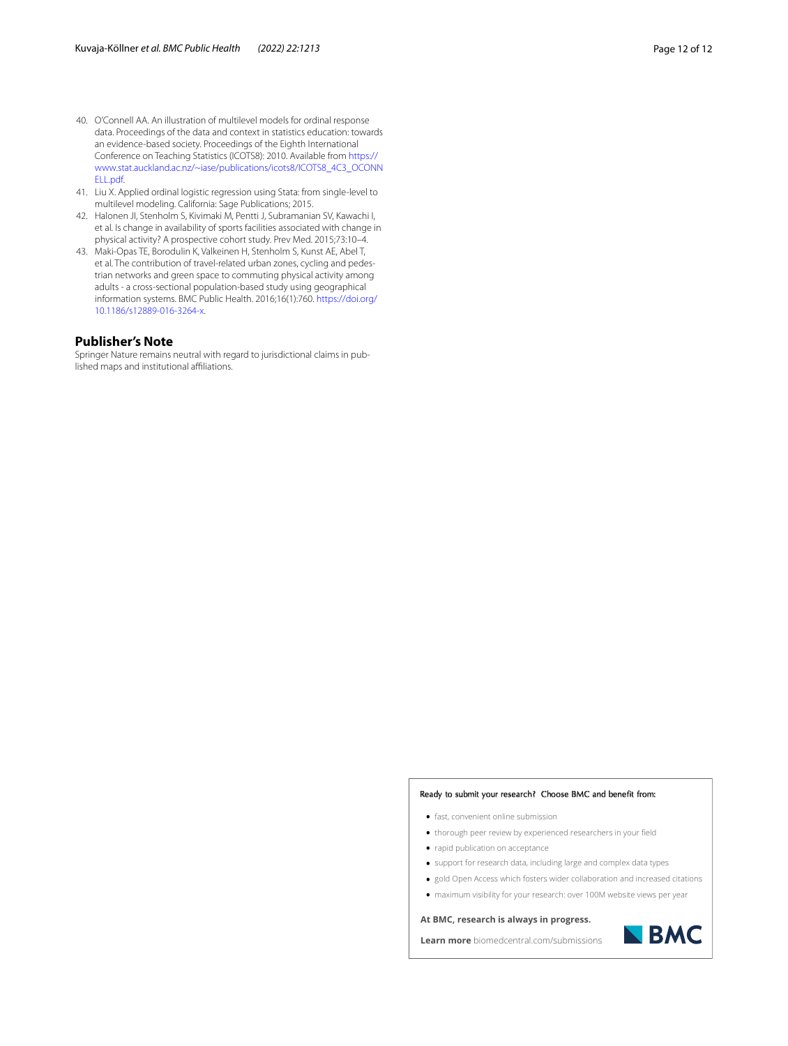40. O'Connell AA. An illustration of multilevel models for ordinal response data. Proceedings of the data and context in statistics education: towards an evidence-based society. Proceedings of the Eighth International Conference on Teaching Statistics (ICOTS8): 2010. Available from https://www.stat.auckland.ac.nz/~iase/publications/icots8/ICOTS8_4C3_OCONNELL.pdf.
41. Liu X. Applied ordinal logistic regression using Stata: from single-level to multilevel modeling. California: Sage Publications; 2015.
42. Halonen JI, Stenholm S, Kivimaki M, Pentti J, Subramanian SV, Kawachi I, et al. Is change in availability of sports facilities associated with change in physical activity? A prospective cohort study. Prev Med. 2015;73:10–4.
43. Maki-Opas TE, Borodulin K, Valkeinen H, Stenholm S, Kunst AE, Abel T, et al. The contribution of travel-related urban zones, cycling and pedestrian networks and green space to commuting physical activity among adults - a cross-sectional population-based study using geographical information systems. BMC Public Health. 2016;16(1):760. https://doi.org/10.1186/s12889-016-3264-x.

## Publisher's Note

Springer Nature remains neutral with regard to jurisdictional claims in published maps and institutional affiliations.

Ready to submit your research? Choose BMC and benefit from:

- fast, convenient online submission
- thorough peer review by experienced researchers in your field
- rapid publication on acceptance
- support for research data, including large and complex data types
- gold Open Access which fosters wider collaboration and increased citations
- maximum visibility for your research: over 100M website views per year

**At BMC, research is always in progress.**

**Learn more** biomedcentral.com/submissions

BMC